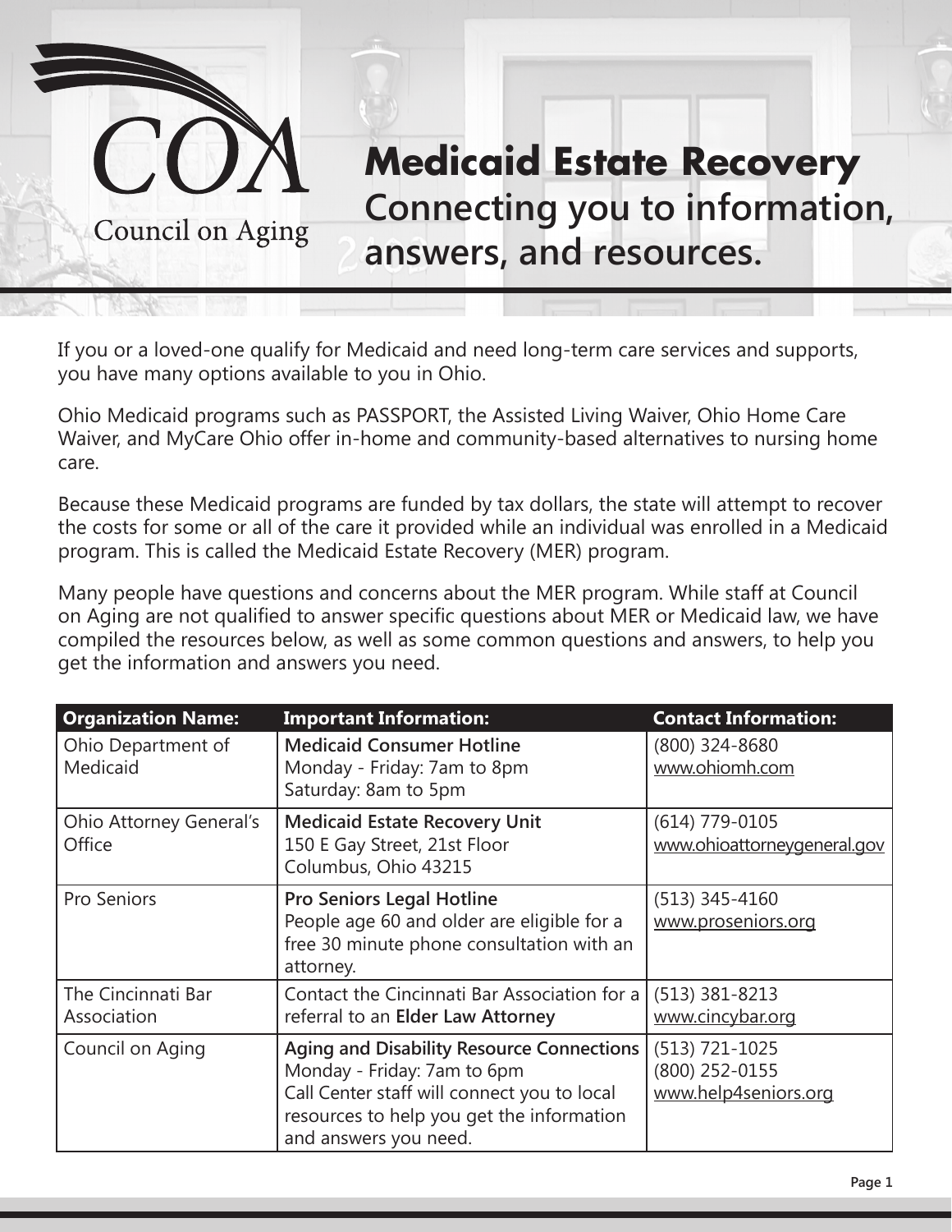COA
Council on Aging

# Medicaid Estate Recovery

## Connecting you to information, answers, and resources.

If you or a loved-one qualify for Medicaid and need long-term care services and supports, you have many options available to you in Ohio.

Ohio Medicaid programs such as PASSPORT, the Assisted Living Waiver, Ohio Home Care Waiver, and MyCare Ohio offer in-home and community-based alternatives to nursing home care.

Because these Medicaid programs are funded by tax dollars, the state will attempt to recover the costs for some or all of the care it provided while an individual was enrolled in a Medicaid program. This is called the Medicaid Estate Recovery (MER) program.

Many people have questions and concerns about the MER program. While staff at Council on Aging are not qualified to answer specific questions about MER or Medicaid law, we have compiled the resources below, as well as some common questions and answers, to help you get the information and answers you need.

| Organization Name: | Important Information: | Contact Information: |
|---|---|---|
| Ohio Department of Medicaid | **Medicaid Consumer Hotline**<br>Monday - Friday: 7am to 8pm<br>Saturday: 8am to 5pm | (800) 324-8680<br>www.ohiomh.com |
| Ohio Attorney General's Office | **Medicaid Estate Recovery Unit**<br>150 E Gay Street, 21st Floor<br>Columbus, Ohio 43215 | (614) 779-0105<br>www.ohioattorneygeneral.gov |
| Pro Seniors | **Pro Seniors Legal Hotline**<br>People age 60 and older are eligible for a free 30 minute phone consultation with an attorney. | (513) 345-4160<br>www.proseniors.org |
| The Cincinnati Bar Association | Contact the Cincinnati Bar Association for a referral to an **Elder Law Attorney** | (513) 381-8213<br>www.cincybar.org |
| Council on Aging | **Aging and Disability Resource Connections**<br>Monday - Friday: 7am to 6pm<br>Call Center staff will connect you to local resources to help you get the information and answers you need. | (513) 721-1025<br>(800) 252-0155<br>www.help4seniors.org |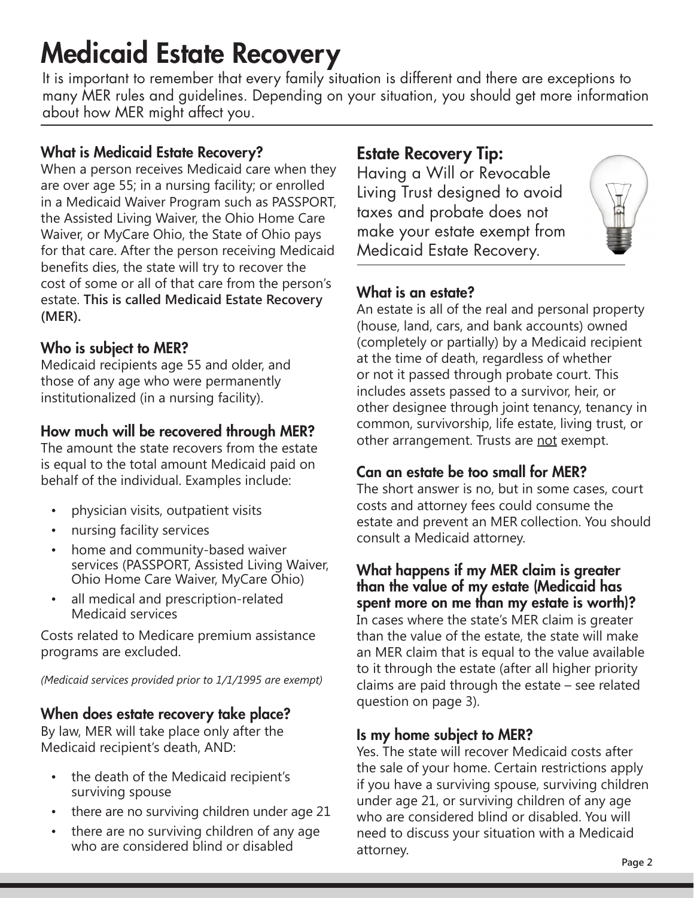# Medicaid Estate Recovery

It is important to remember that every family situation is different and there are exceptions to many MER rules and guidelines. Depending on your situation, you should get more information about how MER might affect you.

### What is Medicaid Estate Recovery?

When a person receives Medicaid care when they are over age 55; in a nursing facility; or enrolled in a Medicaid Waiver Program such as PASSPORT, the Assisted Living Waiver, the Ohio Home Care Waiver, or MyCare Ohio, the State of Ohio pays for that care. After the person receiving Medicaid benefits dies, the state will try to recover the cost of some or all of that care from the person's estate. **This is called Medicaid Estate Recovery (MER).**

### Who is subject to MER?

Medicaid recipients age 55 and older, and those of any age who were permanently institutionalized (in a nursing facility).

### How much will be recovered through MER?

The amount the state recovers from the estate is equal to the total amount Medicaid paid on behalf of the individual. Examples include:

- physician visits, outpatient visits
- nursing facility services
- home and community-based waiver services (PASSPORT, Assisted Living Waiver, Ohio Home Care Waiver, MyCare Ohio)
- all medical and prescription-related Medicaid services

Costs related to Medicare premium assistance programs are excluded.

*(Medicaid services provided prior to 1/1/1995 are exempt)*

### When does estate recovery take place?

By law, MER will take place only after the Medicaid recipient's death, AND:

- the death of the Medicaid recipient's surviving spouse
- there are no surviving children under age 21
- there are no surviving children of any age who are considered blind or disabled

## Estate Recovery Tip:

Having a Will or Revocable Living Trust designed to avoid taxes and probate does not make your estate exempt from Medicaid Estate Recovery.

### What is an estate?

An estate is all of the real and personal property (house, land, cars, and bank accounts) owned (completely or partially) by a Medicaid recipient at the time of death, regardless of whether or not it passed through probate court. This includes assets passed to a survivor, heir, or other designee through joint tenancy, tenancy in common, survivorship, life estate, living trust, or other arrangement. Trusts are not exempt.

### Can an estate be too small for MER?

The short answer is no, but in some cases, court costs and attorney fees could consume the estate and prevent an MER collection. You should consult a Medicaid attorney.

### What happens if my MER claim is greater than the value of my estate (Medicaid has spent more on me than my estate is worth)?

In cases where the state's MER claim is greater than the value of the estate, the state will make an MER claim that is equal to the value available to it through the estate (after all higher priority claims are paid through the estate – see related question on page 3).

### Is my home subject to MER?

Yes. The state will recover Medicaid costs after the sale of your home. Certain restrictions apply if you have a surviving spouse, surviving children under age 21, or surviving children of any age who are considered blind or disabled. You will need to discuss your situation with a Medicaid attorney.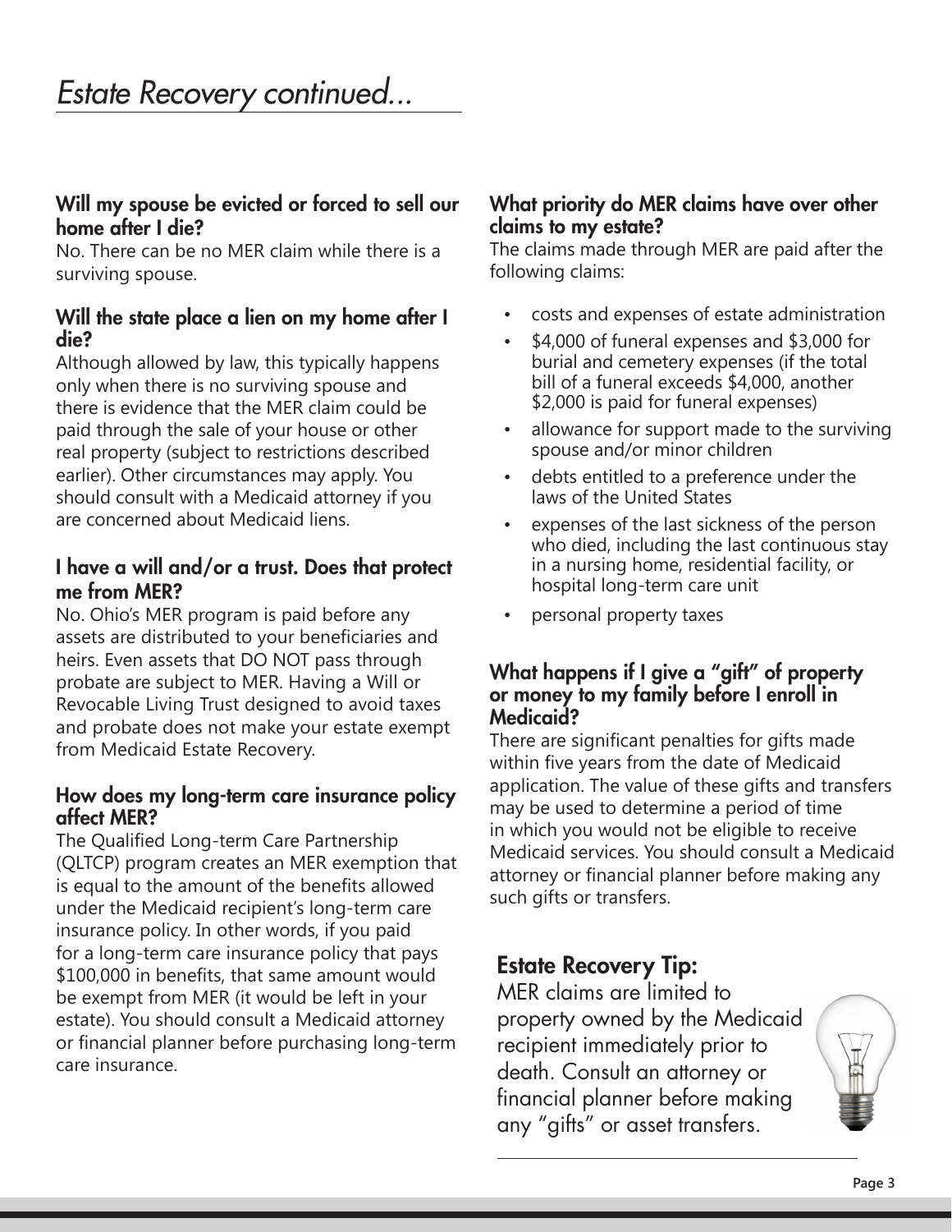# *Estate Recovery continued...*

### Will my spouse be evicted or forced to sell our home after I die?

No. There can be no MER claim while there is a surviving spouse.

### Will the state place a lien on my home after I die?

Although allowed by law, this typically happens only when there is no surviving spouse and there is evidence that the MER claim could be paid through the sale of your house or other real property (subject to restrictions described earlier). Other circumstances may apply. You should consult with a Medicaid attorney if you are concerned about Medicaid liens.

### I have a will and/or a trust. Does that protect me from MER?

No. Ohio's MER program is paid before any assets are distributed to your beneficiaries and heirs. Even assets that DO NOT pass through probate are subject to MER. Having a Will or Revocable Living Trust designed to avoid taxes and probate does not make your estate exempt from Medicaid Estate Recovery.

### How does my long-term care insurance policy affect MER?

The Qualified Long-term Care Partnership (QLTCP) program creates an MER exemption that is equal to the amount of the benefits allowed under the Medicaid recipient's long-term care insurance policy. In other words, if you paid for a long-term care insurance policy that pays $100,000 in benefits, that same amount would be exempt from MER (it would be left in your estate). You should consult a Medicaid attorney or financial planner before purchasing long-term care insurance.

### What priority do MER claims have over other claims to my estate?

The claims made through MER are paid after the following claims:

- costs and expenses of estate administration
- $4,000 of funeral expenses and $3,000 for burial and cemetery expenses (if the total bill of a funeral exceeds $4,000, another $2,000 is paid for funeral expenses)
- allowance for support made to the surviving spouse and/or minor children
- debts entitled to a preference under the laws of the United States
- expenses of the last sickness of the person who died, including the last continuous stay in a nursing home, residential facility, or hospital long-term care unit
- personal property taxes

### What happens if I give a "gift" of property or money to my family before I enroll in Medicaid?

There are significant penalties for gifts made within five years from the date of Medicaid application. The value of these gifts and transfers may be used to determine a period of time in which you would not be eligible to receive Medicaid services. You should consult a Medicaid attorney or financial planner before making any such gifts or transfers.

## Estate Recovery Tip:

MER claims are limited to property owned by the Medicaid recipient immediately prior to death. Consult an attorney or financial planner before making any "gifts" or asset transfers.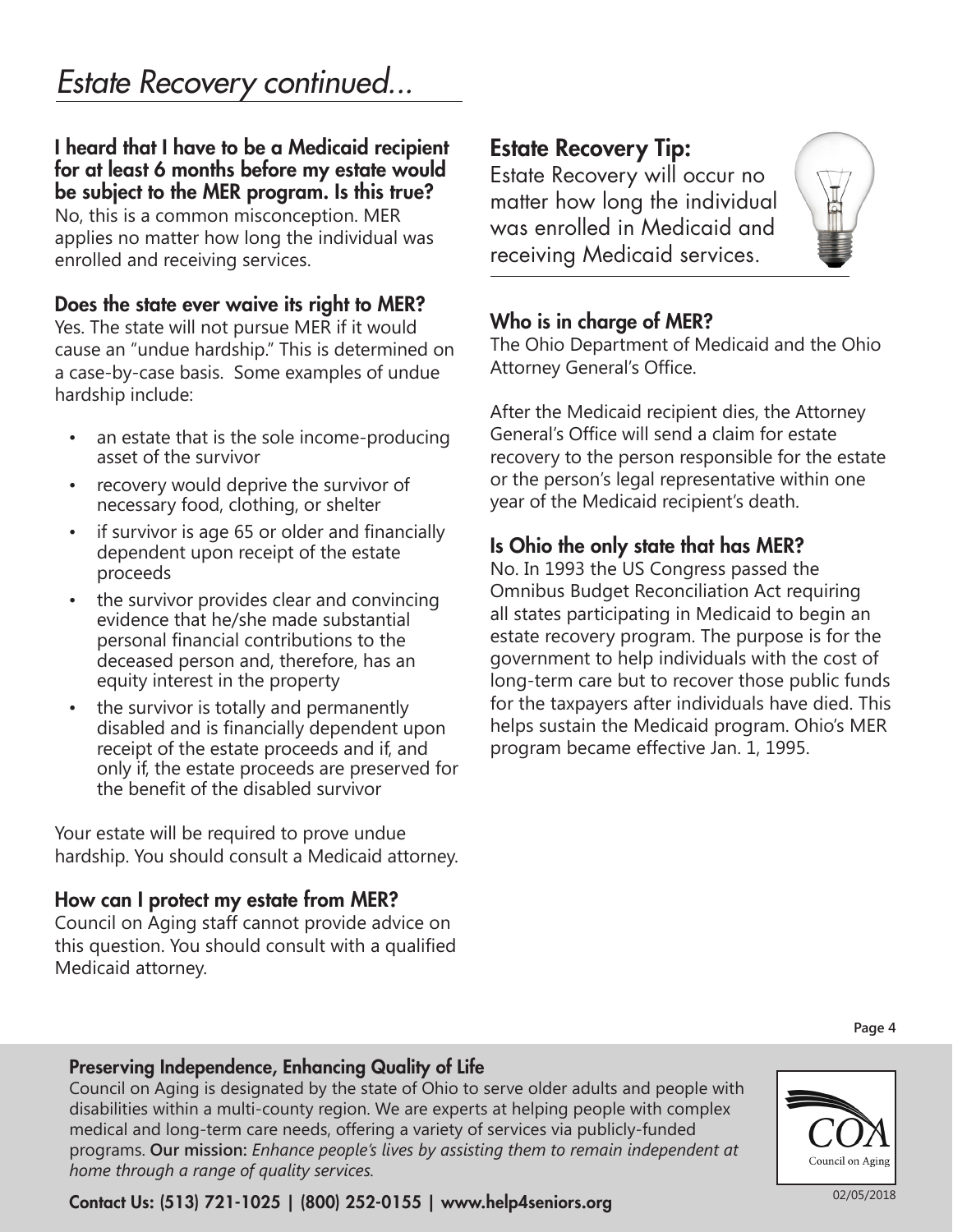# *Estate Recovery continued...*

### I heard that I have to be a Medicaid recipient for at least 6 months before my estate would be subject to the MER program. Is this true?

No, this is a common misconception. MER applies no matter how long the individual was enrolled and receiving services.

### Does the state ever waive its right to MER?

Yes. The state will not pursue MER if it would cause an "undue hardship." This is determined on a case-by-case basis. Some examples of undue hardship include:

- an estate that is the sole income-producing asset of the survivor
- recovery would deprive the survivor of necessary food, clothing, or shelter
- if survivor is age 65 or older and financially dependent upon receipt of the estate proceeds
- the survivor provides clear and convincing evidence that he/she made substantial personal financial contributions to the deceased person and, therefore, has an equity interest in the property
- the survivor is totally and permanently disabled and is financially dependent upon receipt of the estate proceeds and if, and only if, the estate proceeds are preserved for the benefit of the disabled survivor

Your estate will be required to prove undue hardship. You should consult a Medicaid attorney.

### How can I protect my estate from MER?

Council on Aging staff cannot provide advice on this question. You should consult with a qualified Medicaid attorney.

## Estate Recovery Tip:

Estate Recovery will occur no matter how long the individual was enrolled in Medicaid and receiving Medicaid services.

### Who is in charge of MER?

The Ohio Department of Medicaid and the Ohio Attorney General's Office.

After the Medicaid recipient dies, the Attorney General's Office will send a claim for estate recovery to the person responsible for the estate or the person's legal representative within one year of the Medicaid recipient's death.

### Is Ohio the only state that has MER?

No. In 1993 the US Congress passed the Omnibus Budget Reconciliation Act requiring all states participating in Medicaid to begin an estate recovery program. The purpose is for the government to help individuals with the cost of long-term care but to recover those public funds for the taxpayers after individuals have died. This helps sustain the Medicaid program. Ohio's MER program became effective Jan. 1, 1995.

**Preserving Independence, Enhancing Quality of Life**

Council on Aging is designated by the state of Ohio to serve older adults and people with disabilities within a multi-county region. We are experts at helping people with complex medical and long-term care needs, offering a variety of services via publicly-funded programs. **Our mission:** *Enhance people's lives by assisting them to remain independent at home through a range of quality services.*

**Contact Us: (513) 721-1025 | (800) 252-0155 | www.help4seniors.org**

COA Council on Aging

02/05/2018